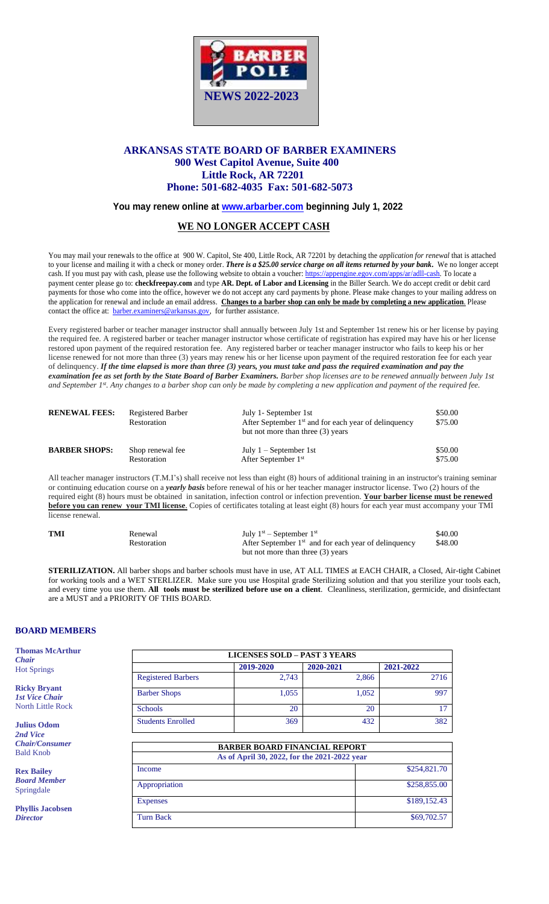BARBER POLE

NEWS 2022-2023

## ARKANSAS STATE BOARD OF BARBER EXAMINERS
## 900 West Capitol Avenue, Suite 400
## Little Rock, AR 72201
## Phone: 501-682-4035 Fax: 501-682-5073

### You may renew online at www.arbarber.com beginning July 1, 2022

## WE NO LONGER ACCEPT CASH

You may mail your renewals to the office at 900 W. Capitol, Ste 400, Little Rock, AR 72201 by detaching the *application for renewal* that is attached to your license and mailing it with a check or money order. ***There is a $25.00 service charge on all items returned by your bank.*** We no longer accept cash. If you must pay with cash, please use the following website to obtain a voucher: https://appengine.egov.com/apps/ar/adll-cash. To locate a payment center please go to: **checkfreepay.com** and type **AR. Dept. of Labor and Licensing** in the Biller Search. We do accept credit or debit card payments for those who come into the office, however we do not accept any card payments by phone. Please make changes to your mailing address on the application for renewal and include an email address. **Changes to a barber shop can only be made by completing a new application**. Please contact the office at: barber.examiners@arkansas.gov, for further assistance.

Every registered barber or teacher manager instructor shall annually between July 1st and September 1st renew his or her license by paying the required fee. A registered barber or teacher manager instructor whose certificate of registration has expired may have his or her license restored upon payment of the required restoration fee. Any registered barber or teacher manager instructor who fails to keep his or her license renewed for not more than three (3) years may renew his or her license upon payment of the required restoration fee for each year of delinquency. ***If the time elapsed is more than three (3) years, you must take and pass the required examination and pay the examination fee as set forth by the State Board of Barber Examiners.*** *Barber shop licenses are to be renewed annually between July 1st and September 1st. Any changes to a barber shop can only be made by completing a new application and payment of the required fee.*

| | | | |
|---|---|---|---|
| **RENEWAL FEES:** | Registered Barber | July 1- September 1st | $50.00 |
| | Restoration | After September 1st and for each year of delinquency but not more than three (3) years | $75.00 |
| **BARBER SHOPS:** | Shop renewal fee | July 1 – September 1st | $50.00 |
| | Restoration | After September 1st | $75.00 |

All teacher manager instructors (T.M.I's) shall receive not less than eight (8) hours of additional training in an instructor's training seminar or continuing education course on a ***yearly basis*** before renewal of his or her teacher manager instructor license. Two (2) hours of the required eight (8) hours must be obtained in sanitation, infection control or infection prevention. **Your barber license must be renewed before you can renew your TMI license**. Copies of certificates totaling at least eight (8) hours for each year must accompany your TMI license renewal.

| | | | |
|---|---|---|---|
| **TMI** | Renewal | July 1st – September 1st | $40.00 |
| | Restoration | After September 1st and for each year of delinquency but not more than three (3) years | $48.00 |

**STERILIZATION.** All barber shops and barber schools must have in use, AT ALL TIMES at EACH CHAIR, a Closed, Air-tight Cabinet for working tools and a WET STERLIZER. Make sure you use Hospital grade Sterilizing solution and that you sterilize your tools each, and every time you use them. **All tools must be sterilized before use on a client**. Cleanliness, sterilization, germicide, and disinfectant are a MUST and a PRIORITY OF THIS BOARD.

### BOARD MEMBERS

**Thomas McArthur**
***Chair***
Hot Springs

**Ricky Bryant**
***1st Vice Chair***
North Little Rock

**Julius Odom**
***2nd Vice Chair/Consumer***
Bald Knob

**Rex Bailey**
***Board Member***
Springdale

**Phyllis Jacobsen**
***Director***

| LICENSES SOLD – PAST 3 YEARS | | | |
|---|---|---|---|
| | 2019-2020 | 2020-2021 | 2021-2022 |
| Registered Barbers | 2,743 | 2,866 | 2716 |
| Barber Shops | 1,055 | 1,052 | 997 |
| Schools | 20 | 20 | 17 |
| Students Enrolled | 369 | 432 | 382 |

| BARBER BOARD FINANCIAL REPORT | |
|---|---|
| As of April 30, 2022, for the 2021-2022 year | |
| Income | $254,821.70 |
| Appropriation | $258,855.00 |
| Expenses | $189,152.43 |
| Turn Back | $69,702.57 |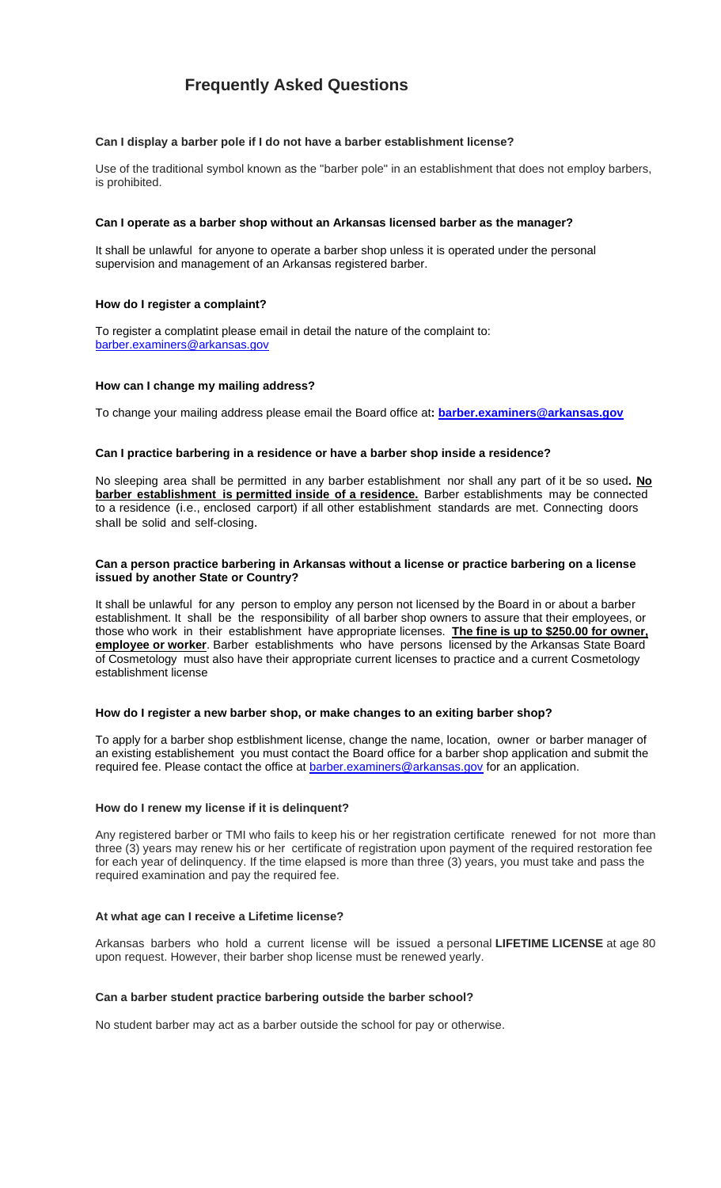# Frequently Asked Questions

**Can I display a barber pole if I do not have a barber establishment license?**

Use of the traditional symbol known as the "barber pole" in an establishment that does not employ barbers, is prohibited.

**Can I operate as a barber shop without an Arkansas licensed barber as the manager?**

It shall be unlawful for anyone to operate a barber shop unless it is operated under the personal supervision and management of an Arkansas registered barber.

**How do I register a complaint?**

To register a complatint please email in detail the nature of the complaint to: barber.examiners@arkansas.gov

**How can I change my mailing address?**

To change your mailing address please email the Board office at**: barber.examiners@arkansas.gov**

**Can I practice barbering in a residence or have a barber shop inside a residence?**

No sleeping area shall be permitted in any barber establishment nor shall any part of it be so used**. No barber establishment is permitted inside of a residence.** Barber establishments may be connected to a residence (i.e., enclosed carport) if all other establishment standards are met. Connecting doors shall be solid and self-closing.

**Can a person practice barbering in Arkansas without a license or practice barbering on a license issued by another State or Country?**

It shall be unlawful for any person to employ any person not licensed by the Board in or about a barber establishment. It shall be the responsibility of all barber shop owners to assure that their employees, or those who work in their establishment have appropriate licenses. **The fine is up to $250.00 for owner, employee or worker**. Barber establishments who have persons licensed by the Arkansas State Board of Cosmetology must also have their appropriate current licenses to practice and a current Cosmetology establishment license

**How do I register a new barber shop, or make changes to an exiting barber shop?**

To apply for a barber shop estblishment license, change the name, location, owner or barber manager of an existing establishement you must contact the Board office for a barber shop application and submit the required fee. Please contact the office at barber.examiners@arkansas.gov for an application.

**How do I renew my license if it is delinquent?**

Any registered barber or TMI who fails to keep his or her registration certificate renewed for not more than three (3) years may renew his or her certificate of registration upon payment of the required restoration fee for each year of delinquency. If the time elapsed is more than three (3) years, you must take and pass the required examination and pay the required fee.

**At what age can I receive a Lifetime license?**

Arkansas barbers who hold a current license will be issued a personal **LIFETIME LICENSE** at age 80 upon request. However, their barber shop license must be renewed yearly.

**Can a barber student practice barbering outside the barber school?**

No student barber may act as a barber outside the school for pay or otherwise.